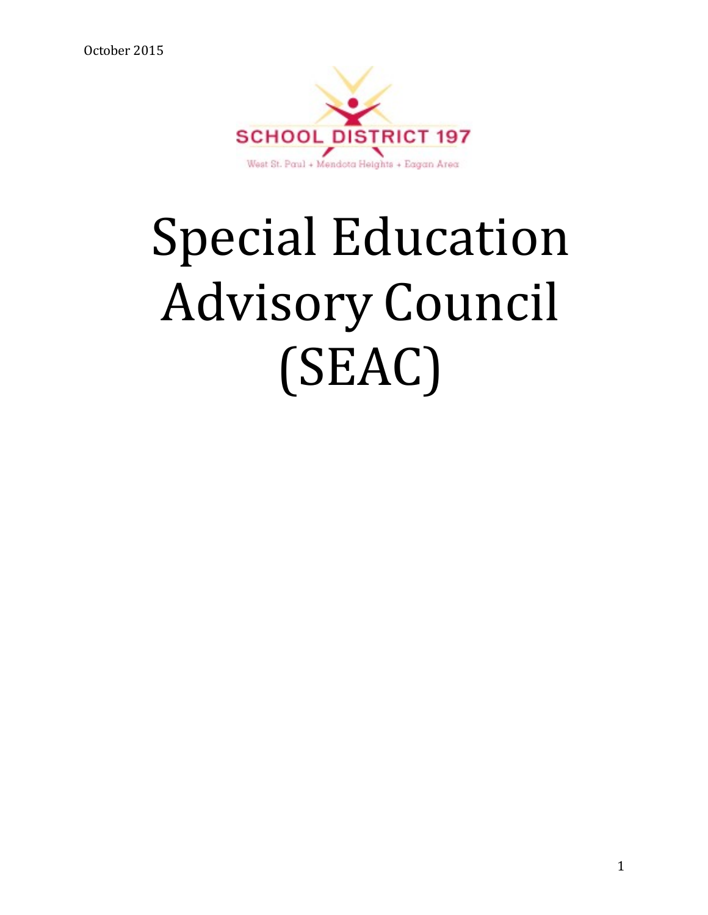October 2015

SCHOOL DISTRICT 197

West St. Paul + Mendota Heights + Eagan Area

# Special Education Advisory Council (SEAC)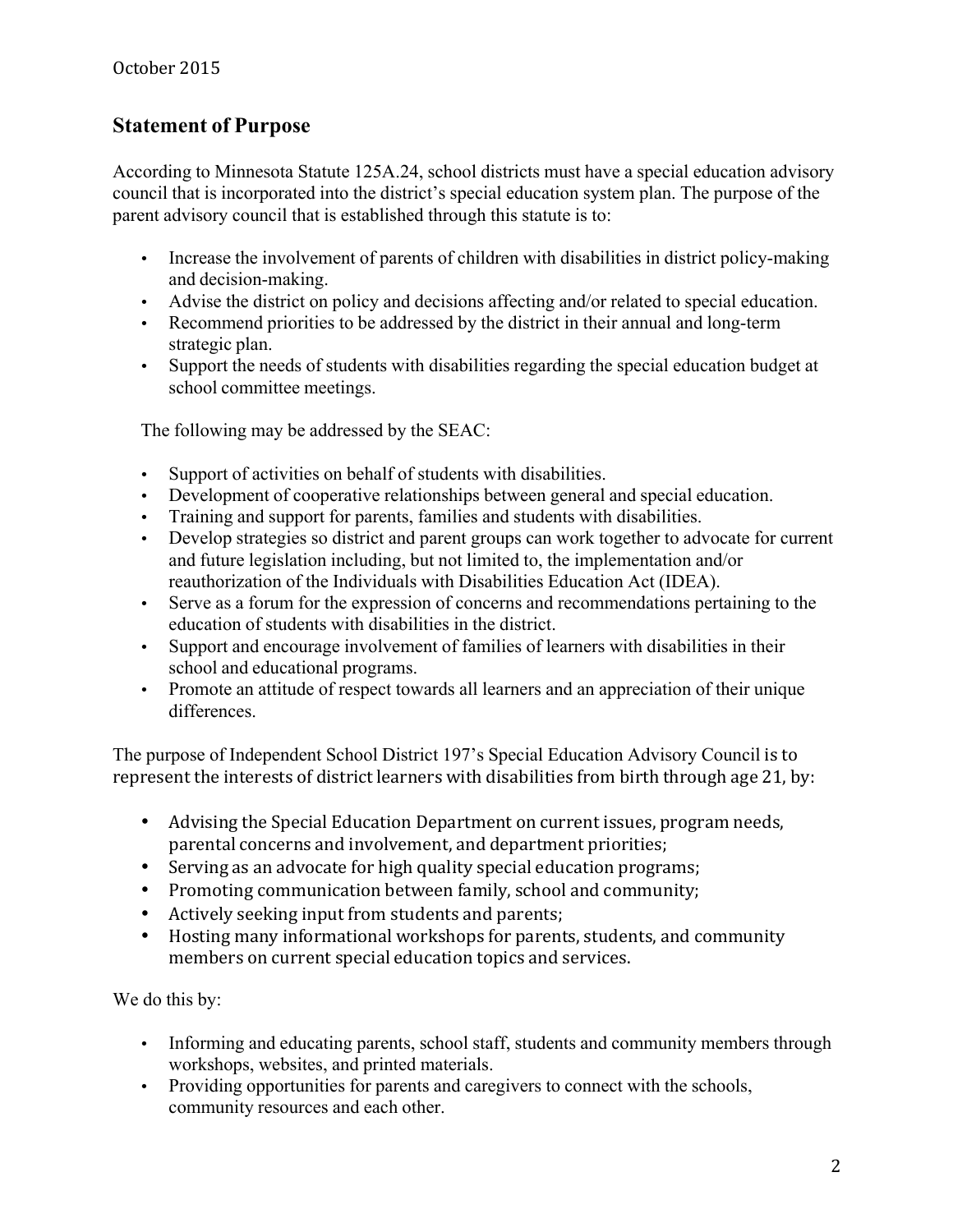October 2015

## Statement of Purpose

According to Minnesota Statute 125A.24, school districts must have a special education advisory council that is incorporated into the district's special education system plan. The purpose of the parent advisory council that is established through this statute is to:

- Increase the involvement of parents of children with disabilities in district policy-making and decision-making.
- Advise the district on policy and decisions affecting and/or related to special education.
- Recommend priorities to be addressed by the district in their annual and long-term strategic plan.
- Support the needs of students with disabilities regarding the special education budget at school committee meetings.

The following may be addressed by the SEAC:

- Support of activities on behalf of students with disabilities.
- Development of cooperative relationships between general and special education.
- Training and support for parents, families and students with disabilities.
- Develop strategies so district and parent groups can work together to advocate for current and future legislation including, but not limited to, the implementation and/or reauthorization of the Individuals with Disabilities Education Act (IDEA).
- Serve as a forum for the expression of concerns and recommendations pertaining to the education of students with disabilities in the district.
- Support and encourage involvement of families of learners with disabilities in their school and educational programs.
- Promote an attitude of respect towards all learners and an appreciation of their unique differences.

The purpose of Independent School District 197's Special Education Advisory Council is to represent the interests of district learners with disabilities from birth through age 21, by:

- Advising the Special Education Department on current issues, program needs, parental concerns and involvement, and department priorities;
- Serving as an advocate for high quality special education programs;
- Promoting communication between family, school and community;
- Actively seeking input from students and parents;
- Hosting many informational workshops for parents, students, and community members on current special education topics and services.

We do this by:

- Informing and educating parents, school staff, students and community members through workshops, websites, and printed materials.
- Providing opportunities for parents and caregivers to connect with the schools, community resources and each other.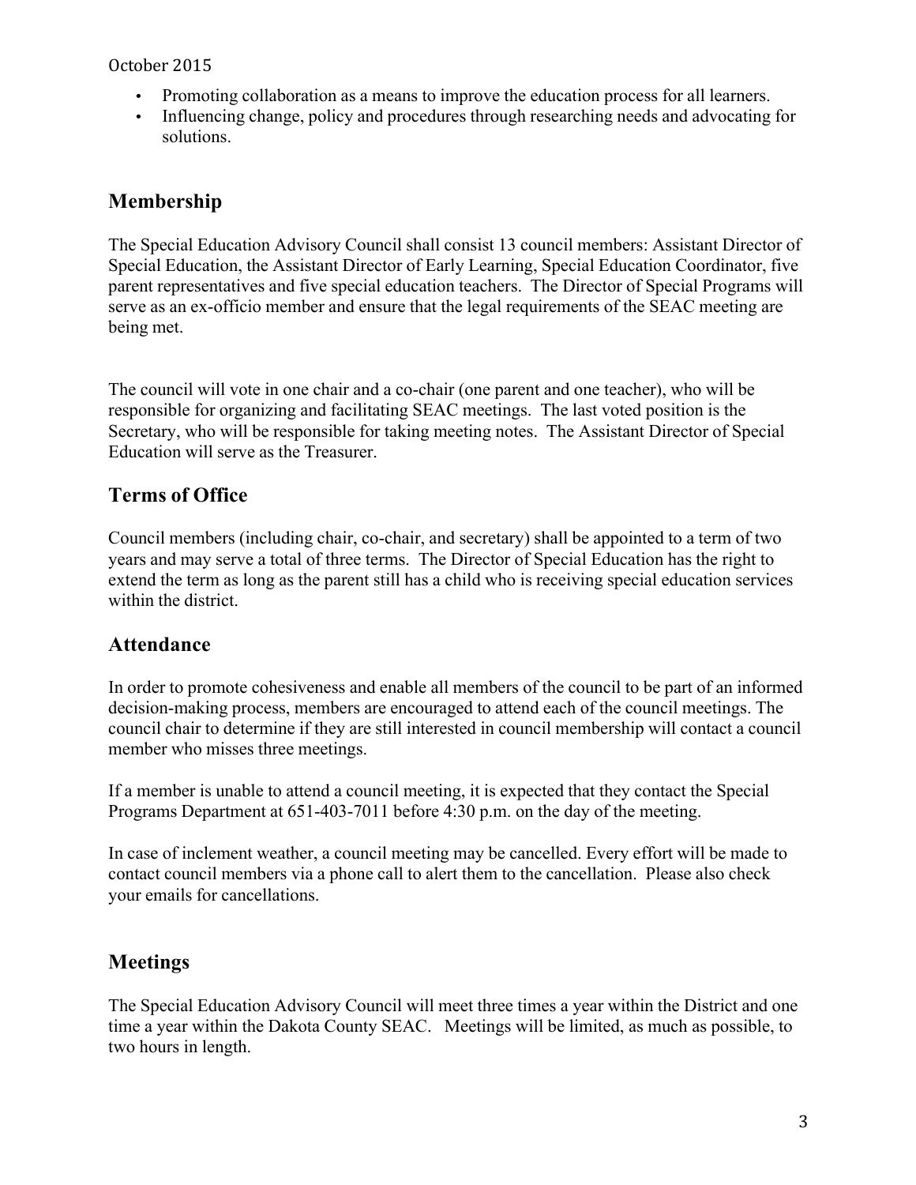- Promoting collaboration as a means to improve the education process for all learners.
- Influencing change, policy and procedures through researching needs and advocating for solutions.

## Membership

The Special Education Advisory Council shall consist 13 council members: Assistant Director of Special Education, the Assistant Director of Early Learning, Special Education Coordinator, five parent representatives and five special education teachers. The Director of Special Programs will serve as an ex-officio member and ensure that the legal requirements of the SEAC meeting are being met.

The council will vote in one chair and a co-chair (one parent and one teacher), who will be responsible for organizing and facilitating SEAC meetings. The last voted position is the Secretary, who will be responsible for taking meeting notes. The Assistant Director of Special Education will serve as the Treasurer.

## Terms of Office

Council members (including chair, co-chair, and secretary) shall be appointed to a term of two years and may serve a total of three terms. The Director of Special Education has the right to extend the term as long as the parent still has a child who is receiving special education services within the district.

## Attendance

In order to promote cohesiveness and enable all members of the council to be part of an informed decision-making process, members are encouraged to attend each of the council meetings. The council chair to determine if they are still interested in council membership will contact a council member who misses three meetings.

If a member is unable to attend a council meeting, it is expected that they contact the Special Programs Department at 651-403-7011 before 4:30 p.m. on the day of the meeting.

In case of inclement weather, a council meeting may be cancelled. Every effort will be made to contact council members via a phone call to alert them to the cancellation. Please also check your emails for cancellations.

## Meetings

The Special Education Advisory Council will meet three times a year within the District and one time a year within the Dakota County SEAC. Meetings will be limited, as much as possible, to two hours in length.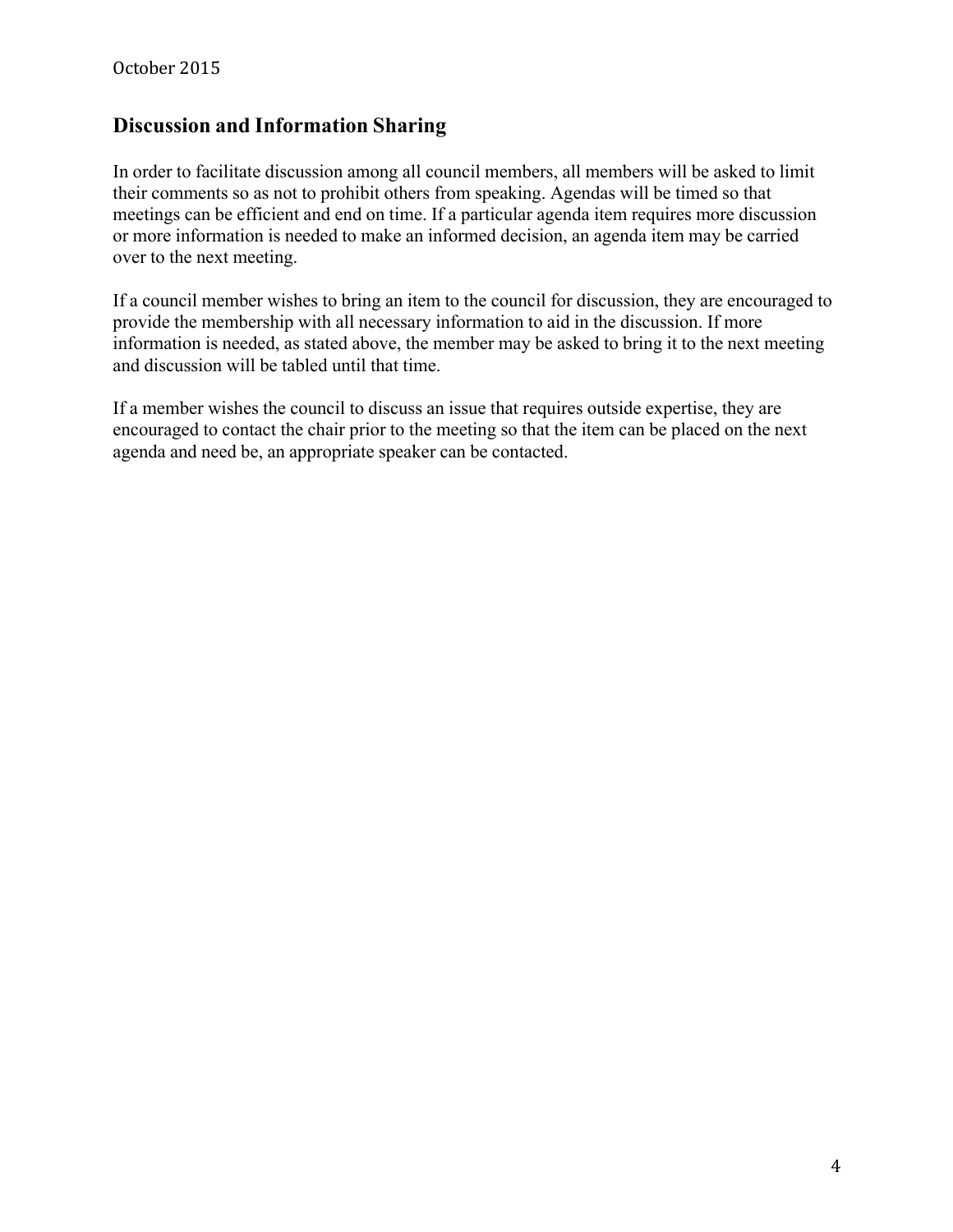## Discussion and Information Sharing

In order to facilitate discussion among all council members, all members will be asked to limit their comments so as not to prohibit others from speaking. Agendas will be timed so that meetings can be efficient and end on time. If a particular agenda item requires more discussion or more information is needed to make an informed decision, an agenda item may be carried over to the next meeting.

If a council member wishes to bring an item to the council for discussion, they are encouraged to provide the membership with all necessary information to aid in the discussion. If more information is needed, as stated above, the member may be asked to bring it to the next meeting and discussion will be tabled until that time.

If a member wishes the council to discuss an issue that requires outside expertise, they are encouraged to contact the chair prior to the meeting so that the item can be placed on the next agenda and need be, an appropriate speaker can be contacted.